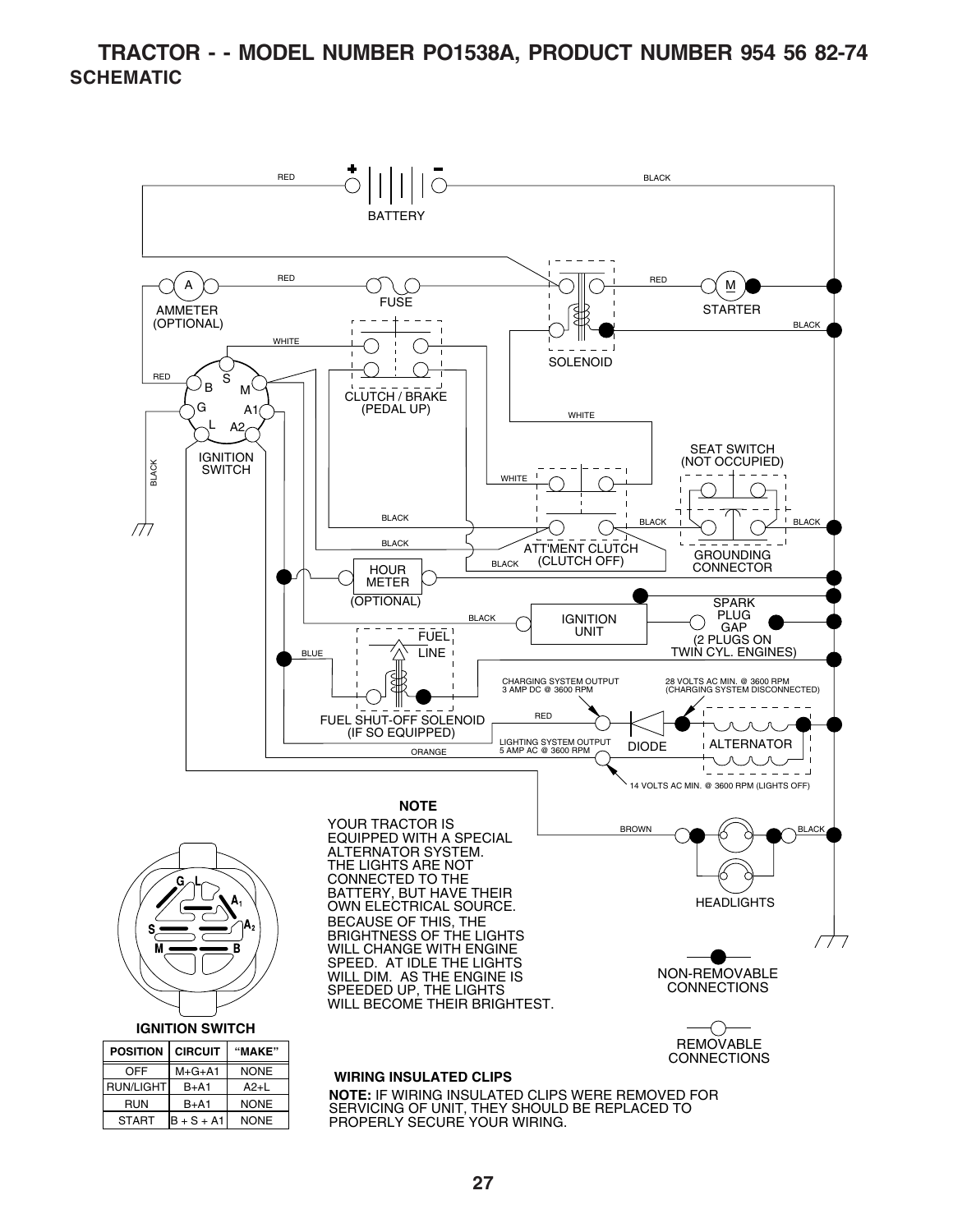# TRACTOR - - MODEL NUMBER PO1538A, PRODUCT NUMBER 954 56 82-74

## SCHEMATIC

BATTERY

RED

BLACK

AMMETER (OPTIONAL)

FUSE

STARTER

SOLENOID

CLUTCH / BRAKE (PEDAL UP)

IGNITION SWITCH

SEAT SWITCH (NOT OCCUPIED)

ATT'MENT CLUTCH (CLUTCH OFF)

GROUNDING CONNECTOR

HOUR METER (OPTIONAL)

SPARK PLUG GAP (2 PLUGS ON TWIN CYL. ENGINES)

IGNITION UNIT

FUEL LINE

FUEL SHUT-OFF SOLENOID (IF SO EQUIPPED)

CHARGING SYSTEM OUTPUT 3 AMP DC @ 3600 RPM

28 VOLTS AC MIN. @ 3600 RPM (CHARGING SYSTEM DISCONNECTED)

LIGHTING SYSTEM OUTPUT 5 AMP AC @ 3600 RPM

DIODE

ALTERNATOR

14 VOLTS AC MIN. @ 3600 RPM (LIGHTS OFF)

HEADLIGHTS

**NOTE**

YOUR TRACTOR IS EQUIPPED WITH A SPECIAL ALTERNATOR SYSTEM. THE LIGHTS ARE NOT CONNECTED TO THE BATTERY, BUT HAVE THEIR OWN ELECTRICAL SOURCE. BECAUSE OF THIS, THE BRIGHTNESS OF THE LIGHTS WILL CHANGE WITH ENGINE SPEED. AT IDLE THE LIGHTS WILL DIM. AS THE ENGINE IS SPEEDED UP, THE LIGHTS WILL BECOME THEIR BRIGHTEST.

NON-REMOVABLE CONNECTIONS

REMOVABLE CONNECTIONS

**IGNITION SWITCH**

| POSITION | CIRCUIT | "MAKE" |
|---|---|---|
| OFF | M+G+A1 | NONE |
| RUN/LIGHT | B+A1 | A2+L |
| RUN | B+A1 | NONE |
| START | B + S + A1 | NONE |

**WIRING INSULATED CLIPS**

**NOTE:** IF WIRING INSULATED CLIPS WERE REMOVED FOR SERVICING OF UNIT, THEY SHOULD BE REPLACED TO PROPERLY SECURE YOUR WIRING.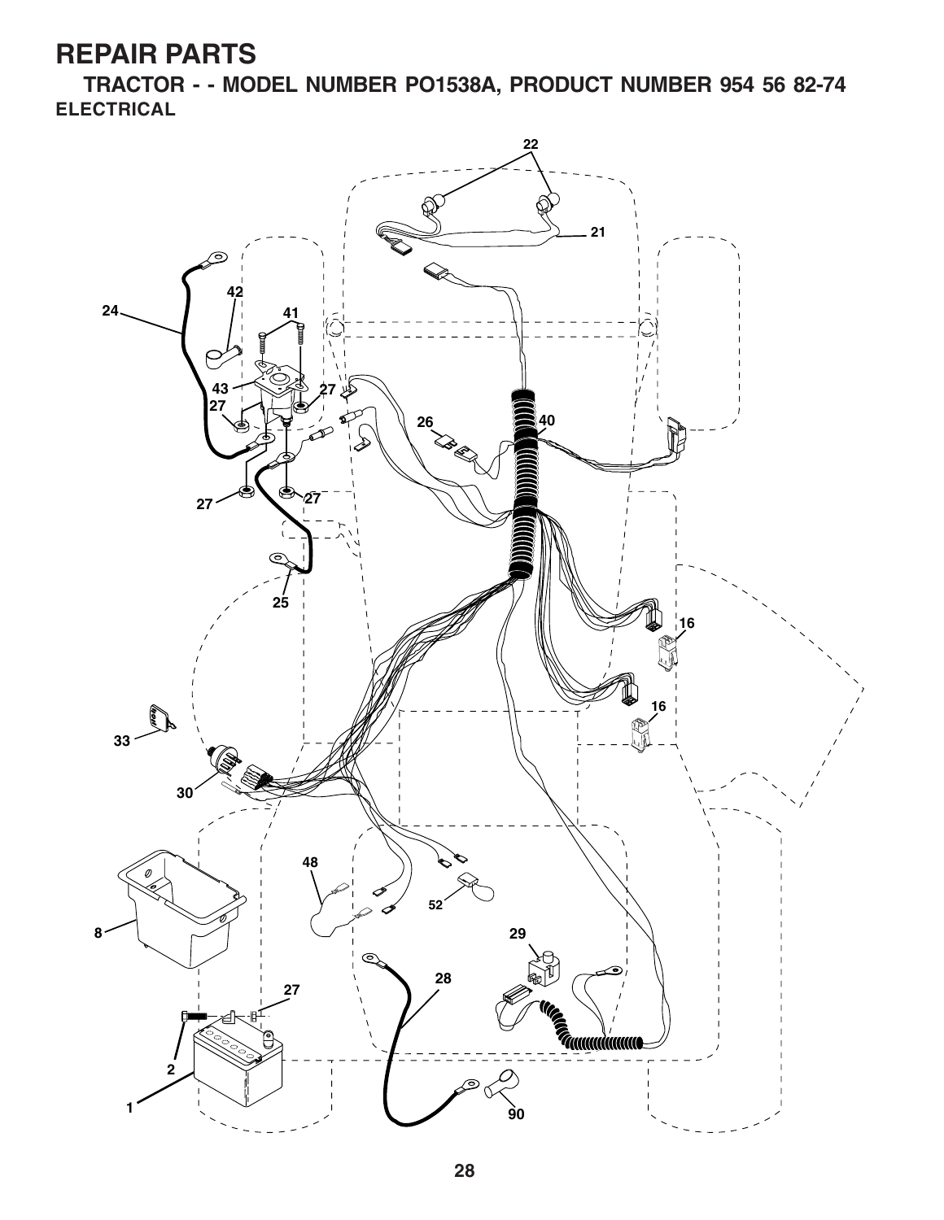# REPAIR PARTS

## TRACTOR - - MODEL NUMBER PO1538A, PRODUCT NUMBER 954 56 82-74

### ELECTRICAL

22 21 24 42 41 43 27 27 26 40 27 27 25 16 16 33 30 48 52 8 29 28 27 2 1 90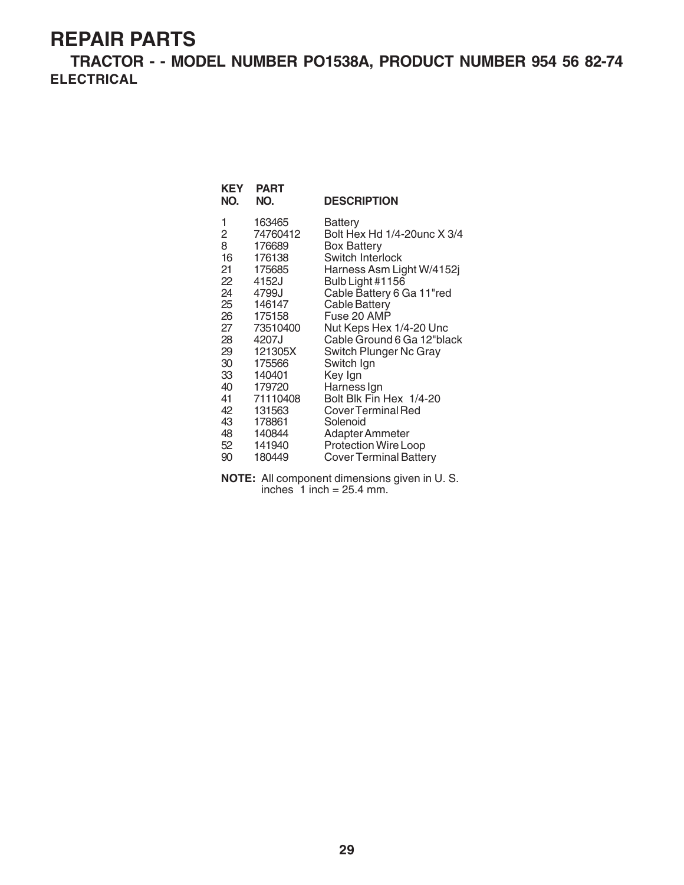# REPAIR PARTS

## TRACTOR - - MODEL NUMBER PO1538A, PRODUCT NUMBER 954 56 82-74

### ELECTRICAL

| KEY NO. | PART NO. | DESCRIPTION |
|---|---|---|
| 1 | 163465 | Battery |
| 2 | 74760412 | Bolt Hex Hd 1/4-20unc X 3/4 |
| 8 | 176689 | Box Battery |
| 16 | 176138 | Switch Interlock |
| 21 | 175685 | Harness Asm Light W/4152j |
| 22 | 4152J | Bulb Light #1156 |
| 24 | 4799J | Cable Battery 6 Ga 11"red |
| 25 | 146147 | Cable Battery |
| 26 | 175158 | Fuse 20 AMP |
| 27 | 73510400 | Nut Keps Hex 1/4-20 Unc |
| 28 | 4207J | Cable Ground 6 Ga 12"black |
| 29 | 121305X | Switch Plunger Nc Gray |
| 30 | 175566 | Switch Ign |
| 33 | 140401 | Key Ign |
| 40 | 179720 | Harness Ign |
| 41 | 71110408 | Bolt Blk Fin Hex 1/4-20 |
| 42 | 131563 | Cover Terminal Red |
| 43 | 178861 | Solenoid |
| 48 | 140844 | Adapter Ammeter |
| 52 | 141940 | Protection Wire Loop |
| 90 | 180449 | Cover Terminal Battery |

**NOTE:** All component dimensions given in U. S. inches 1 inch = 25.4 mm.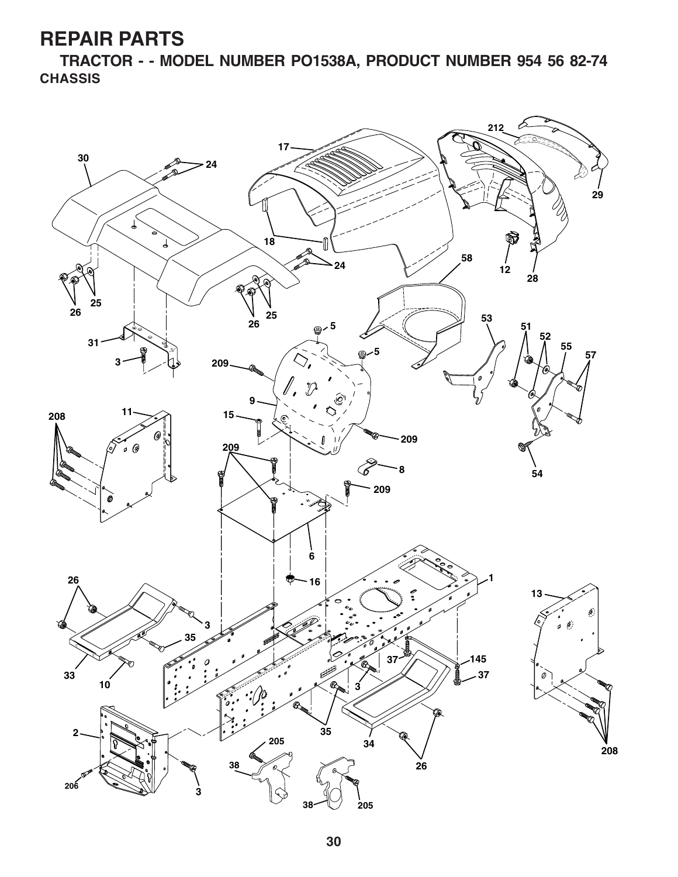# REPAIR PARTS

## TRACTOR - - MODEL NUMBER PO1538A, PRODUCT NUMBER 954 56 82-74

### CHASSIS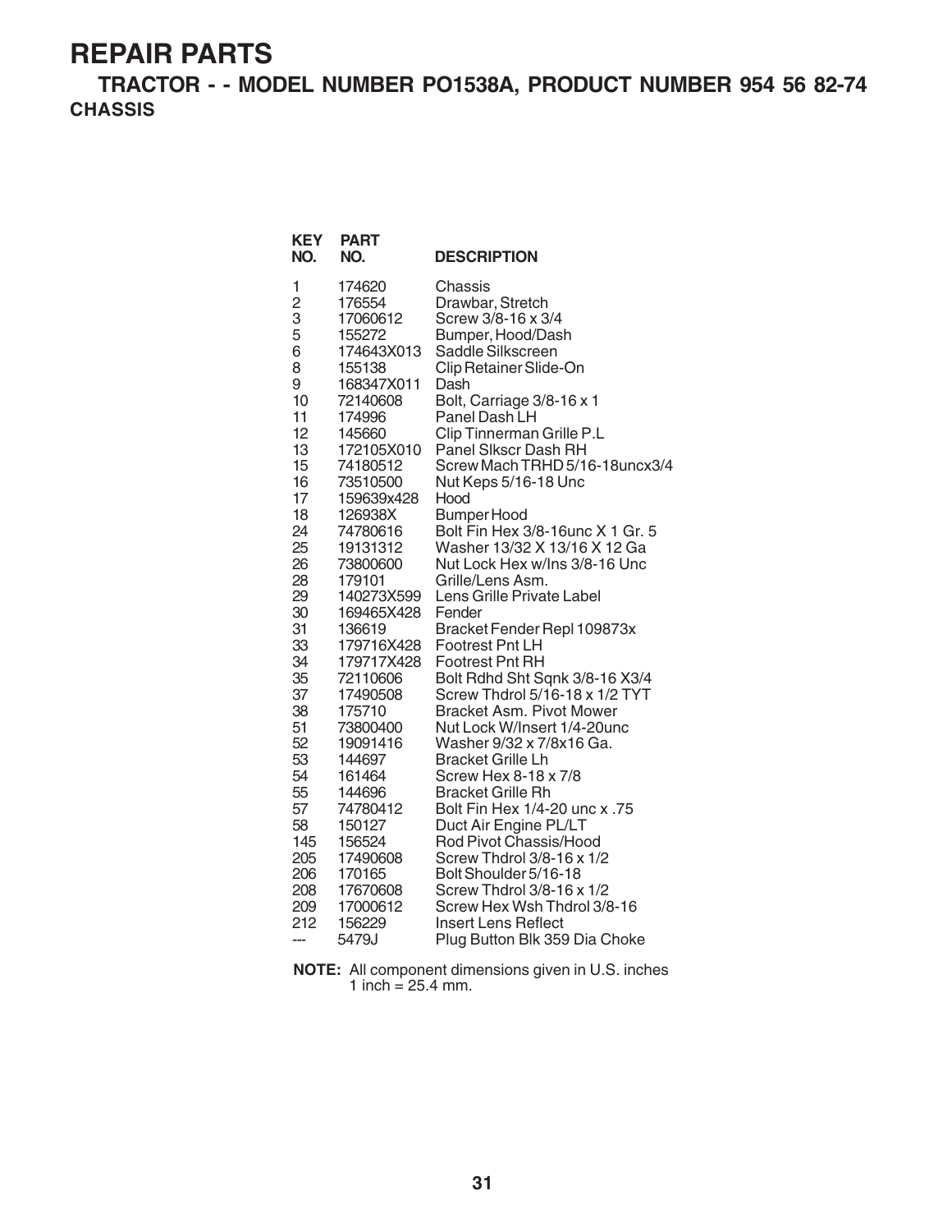# REPAIR PARTS

## TRACTOR - - MODEL NUMBER PO1538A, PRODUCT NUMBER 954 56 82-74

### CHASSIS

| KEY NO. | PART NO. | DESCRIPTION |
|---|---|---|
| 1 | 174620 | Chassis |
| 2 | 176554 | Drawbar, Stretch |
| 3 | 17060612 | Screw 3/8-16 x 3/4 |
| 5 | 155272 | Bumper, Hood/Dash |
| 6 | 174643X013 | Saddle Silkscreen |
| 8 | 155138 | Clip Retainer Slide-On |
| 9 | 168347X011 | Dash |
| 10 | 72140608 | Bolt, Carriage 3/8-16 x 1 |
| 11 | 174996 | Panel Dash LH |
| 12 | 145660 | Clip Tinnerman Grille P.L |
| 13 | 172105X010 | Panel Slkscr Dash RH |
| 15 | 74180512 | Screw Mach TRHD 5/16-18uncx3/4 |
| 16 | 73510500 | Nut Keps 5/16-18 Unc |
| 17 | 159639x428 | Hood |
| 18 | 126938X | Bumper Hood |
| 24 | 74780616 | Bolt Fin Hex 3/8-16unc X 1 Gr. 5 |
| 25 | 19131312 | Washer 13/32 X 13/16 X 12 Ga |
| 26 | 73800600 | Nut Lock Hex w/Ins 3/8-16 Unc |
| 28 | 179101 | Grille/Lens Asm. |
| 29 | 140273X599 | Lens Grille Private Label |
| 30 | 169465X428 | Fender |
| 31 | 136619 | Bracket Fender Repl 109873x |
| 33 | 179716X428 | Footrest Pnt LH |
| 34 | 179717X428 | Footrest Pnt RH |
| 35 | 72110606 | Bolt Rdhd Sht Sqnk 3/8-16 X3/4 |
| 37 | 17490508 | Screw Thdrol 5/16-18 x 1/2 TYT |
| 38 | 175710 | Bracket Asm. Pivot Mower |
| 51 | 73800400 | Nut Lock W/Insert 1/4-20unc |
| 52 | 19091416 | Washer 9/32 x 7/8x16 Ga. |
| 53 | 144697 | Bracket Grille Lh |
| 54 | 161464 | Screw Hex 8-18 x 7/8 |
| 55 | 144696 | Bracket Grille Rh |
| 57 | 74780412 | Bolt Fin Hex 1/4-20 unc x .75 |
| 58 | 150127 | Duct Air Engine PL/LT |
| 145 | 156524 | Rod Pivot Chassis/Hood |
| 205 | 17490608 | Screw Thdrol 3/8-16 x 1/2 |
| 206 | 170165 | Bolt Shoulder 5/16-18 |
| 208 | 17670608 | Screw Thdrol 3/8-16 x 1/2 |
| 209 | 17000612 | Screw Hex Wsh Thdrol 3/8-16 |
| 212 | 156229 | Insert Lens Reflect |
| --- | 5479J | Plug Button Blk 359 Dia Choke |

**NOTE:** All component dimensions given in U.S. inches
1 inch = 25.4 mm.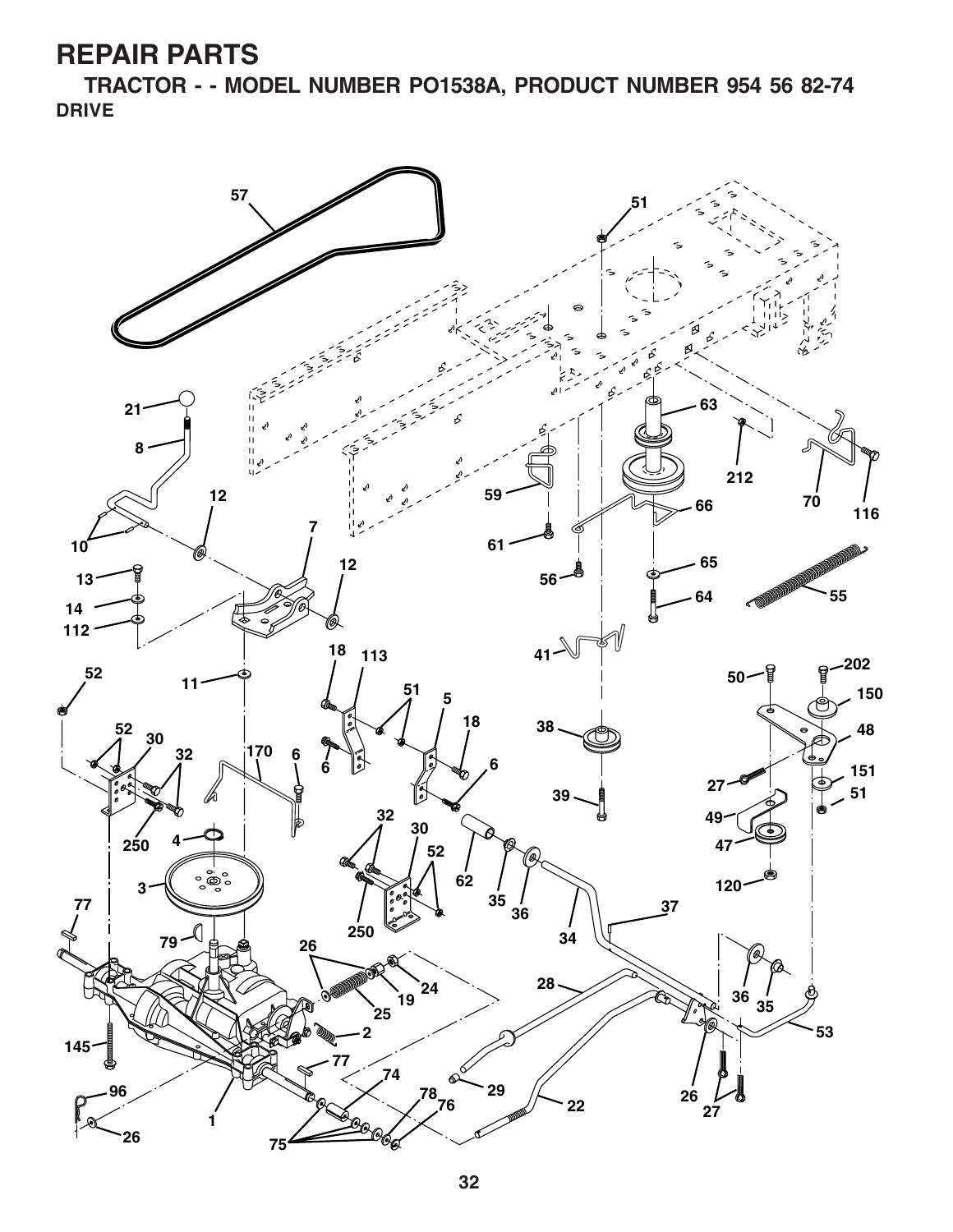# REPAIR PARTS

## TRACTOR - - MODEL NUMBER PO1538A, PRODUCT NUMBER 954 56 82-74

### DRIVE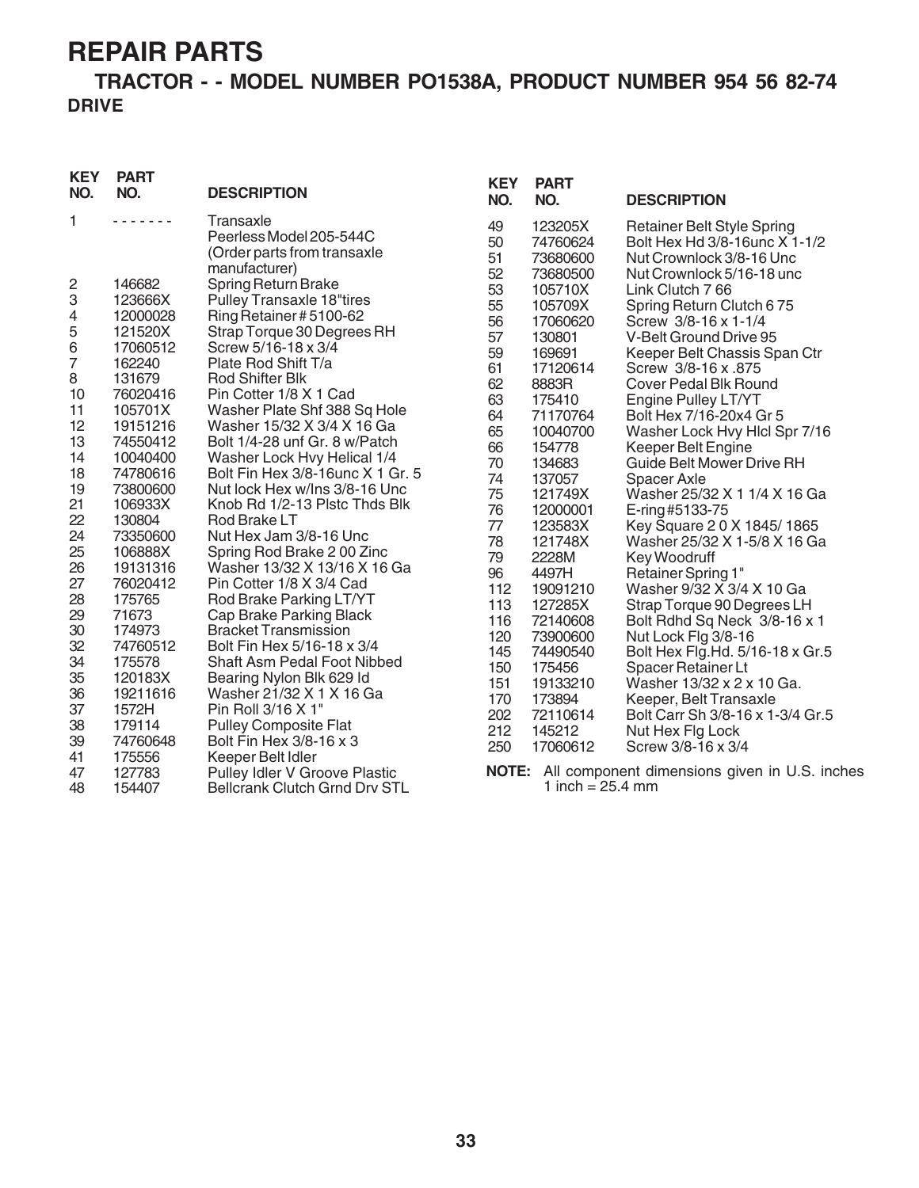# REPAIR PARTS

## TRACTOR - - MODEL NUMBER PO1538A, PRODUCT NUMBER 954 56 82-74

### DRIVE

| KEY NO. | PART NO. | DESCRIPTION |
|---|---|---|
| 1 | - - - - - - - | Transaxle Peerless Model 205-544C (Order parts from transaxle manufacturer) |
| 2 | 146682 | Spring Return Brake |
| 3 | 123666X | Pulley Transaxle 18"tires |
| 4 | 12000028 | Ring Retainer # 5100-62 |
| 5 | 121520X | Strap Torque 30 Degrees RH |
| 6 | 17060512 | Screw 5/16-18 x 3/4 |
| 7 | 162240 | Plate Rod Shift T/a |
| 8 | 131679 | Rod Shifter Blk |
| 10 | 76020416 | Pin Cotter 1/8 X 1 Cad |
| 11 | 105701X | Washer Plate Shf 388 Sq Hole |
| 12 | 19151216 | Washer 15/32 X 3/4 X 16 Ga |
| 13 | 74550412 | Bolt 1/4-28 unf Gr. 8 w/Patch |
| 14 | 10040400 | Washer Lock Hvy Helical 1/4 |
| 18 | 74780616 | Bolt Fin Hex 3/8-16unc X 1 Gr. 5 |
| 19 | 73800600 | Nut lock Hex w/Ins 3/8-16 Unc |
| 21 | 106933X | Knob Rd 1/2-13 Plstc Thds Blk |
| 22 | 130804 | Rod Brake LT |
| 24 | 73350600 | Nut Hex Jam 3/8-16 Unc |
| 25 | 106888X | Spring Rod Brake 2 00 Zinc |
| 26 | 19131316 | Washer 13/32 X 13/16 X 16 Ga |
| 27 | 76020412 | Pin Cotter 1/8 X 3/4 Cad |
| 28 | 175765 | Rod Brake Parking LT/YT |
| 29 | 71673 | Cap Brake Parking Black |
| 30 | 174973 | Bracket Transmission |
| 32 | 74760512 | Bolt Fin Hex 5/16-18 x 3/4 |
| 34 | 175578 | Shaft Asm Pedal Foot Nibbed |
| 35 | 120183X | Bearing Nylon Blk 629 Id |
| 36 | 19211616 | Washer 21/32 X 1 X 16 Ga |
| 37 | 1572H | Pin Roll 3/16 X 1" |
| 38 | 179114 | Pulley Composite Flat |
| 39 | 74760648 | Bolt Fin Hex 3/8-16 x 3 |
| 41 | 175556 | Keeper Belt Idler |
| 47 | 127783 | Pulley Idler V Groove Plastic |
| 48 | 154407 | Bellcrank Clutch Grnd Drv STL |
| 49 | 123205X | Retainer Belt Style Spring |
| 50 | 74760624 | Bolt Hex Hd 3/8-16unc X 1-1/2 |
| 51 | 73680600 | Nut Crownlock 3/8-16 Unc |
| 52 | 73680500 | Nut Crownlock 5/16-18 unc |
| 53 | 105710X | Link Clutch 7 66 |
| 55 | 105709X | Spring Return Clutch 6 75 |
| 56 | 17060620 | Screw 3/8-16 x 1-1/4 |
| 57 | 130801 | V-Belt Ground Drive 95 |
| 59 | 169691 | Keeper Belt Chassis Span Ctr |
| 61 | 17120614 | Screw 3/8-16 x .875 |
| 62 | 8883R | Cover Pedal Blk Round |
| 63 | 175410 | Engine Pulley LT/YT |
| 64 | 71170764 | Bolt Hex 7/16-20x4 Gr 5 |
| 65 | 10040700 | Washer Lock Hvy Hlcl Spr 7/16 |
| 66 | 154778 | Keeper Belt Engine |
| 70 | 134683 | Guide Belt Mower Drive RH |
| 74 | 137057 | Spacer Axle |
| 75 | 121749X | Washer 25/32 X 1 1/4 X 16 Ga |
| 76 | 12000001 | E-ring #5133-75 |
| 77 | 123583X | Key Square 2 0 X 1845/ 1865 |
| 78 | 121748X | Washer 25/32 X 1-5/8 X 16 Ga |
| 79 | 2228M | Key Woodruff |
| 96 | 4497H | Retainer Spring 1" |
| 112 | 19091210 | Washer 9/32 X 3/4 X 10 Ga |
| 113 | 127285X | Strap Torque 90 Degrees LH |
| 116 | 72140608 | Bolt Rdhd Sq Neck 3/8-16 x 1 |
| 120 | 73900600 | Nut Lock Flg 3/8-16 |
| 145 | 74490540 | Bolt Hex Flg.Hd. 5/16-18 x Gr.5 |
| 150 | 175456 | Spacer Retainer Lt |
| 151 | 19133210 | Washer 13/32 x 2 x 10 Ga. |
| 170 | 173894 | Keeper, Belt Transaxle |
| 202 | 72110614 | Bolt Carr Sh 3/8-16 x 1-3/4 Gr.5 |
| 212 | 145212 | Nut Hex Flg Lock |
| 250 | 17060612 | Screw 3/8-16 x 3/4 |

**NOTE:** All component dimensions given in U.S. inches
1 inch = 25.4 mm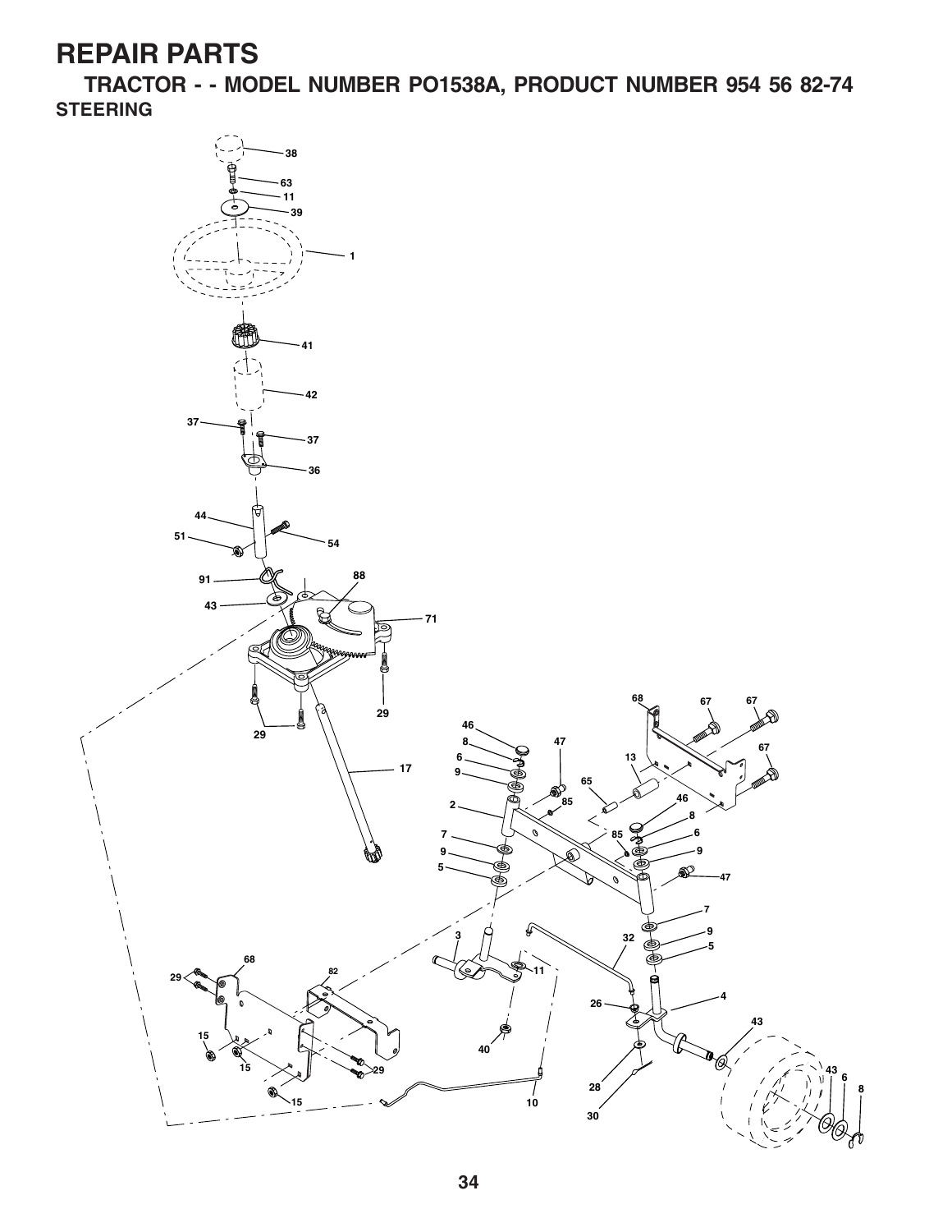# REPAIR PARTS

## TRACTOR - - MODEL NUMBER PO1538A, PRODUCT NUMBER 954 56 82-74

### STEERING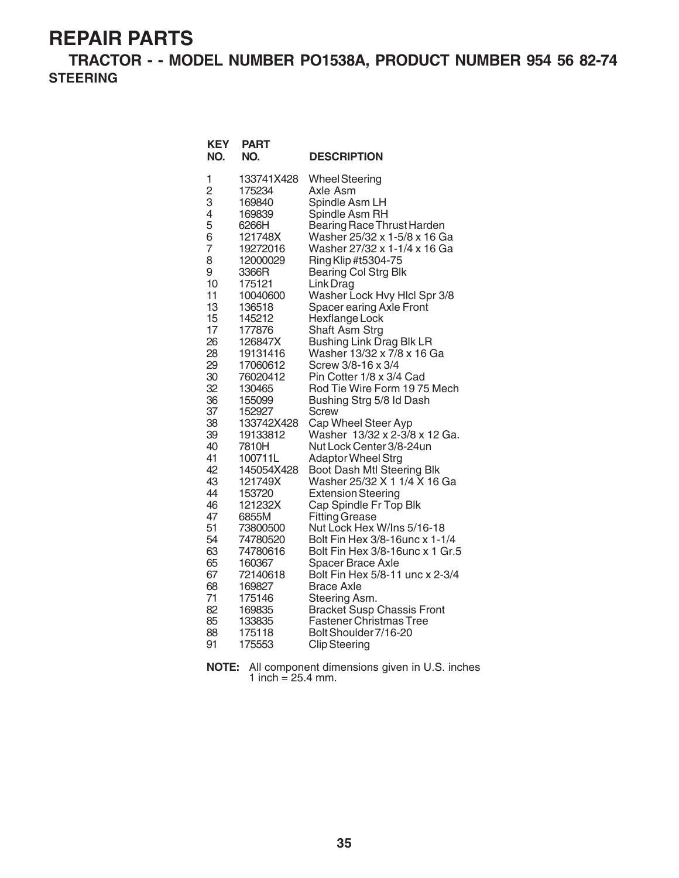# REPAIR PARTS

## TRACTOR - - MODEL NUMBER PO1538A, PRODUCT NUMBER 954 56 82-74

### STEERING

| KEY NO. | PART NO. | DESCRIPTION |
|---|---|---|
| 1 | 133741X428 | Wheel Steering |
| 2 | 175234 | Axle Asm |
| 3 | 169840 | Spindle Asm LH |
| 4 | 169839 | Spindle Asm RH |
| 5 | 6266H | Bearing Race Thrust Harden |
| 6 | 121748X | Washer 25/32 x 1-5/8 x 16 Ga |
| 7 | 19272016 | Washer 27/32 x 1-1/4 x 16 Ga |
| 8 | 12000029 | Ring Klip #t5304-75 |
| 9 | 3366R | Bearing Col Strg Blk |
| 10 | 175121 | Link Drag |
| 11 | 10040600 | Washer Lock Hvy Hlcl Spr 3/8 |
| 13 | 136518 | Spacer earing Axle Front |
| 15 | 145212 | Hexflange Lock |
| 17 | 177876 | Shaft Asm Strg |
| 26 | 126847X | Bushing Link Drag Blk LR |
| 28 | 19131416 | Washer 13/32 x 7/8 x 16 Ga |
| 29 | 17060612 | Screw 3/8-16 x 3/4 |
| 30 | 76020412 | Pin Cotter 1/8 x 3/4 Cad |
| 32 | 130465 | Rod Tie Wire Form 19 75 Mech |
| 36 | 155099 | Bushing Strg 5/8 Id Dash |
| 37 | 152927 | Screw |
| 38 | 133742X428 | Cap Wheel Steer Ayp |
| 39 | 19133812 | Washer 13/32 x 2-3/8 x 12 Ga. |
| 40 | 7810H | Nut Lock Center 3/8-24un |
| 41 | 100711L | Adaptor Wheel Strg |
| 42 | 145054X428 | Boot Dash Mtl Steering Blk |
| 43 | 121749X | Washer 25/32 X 1 1/4 X 16 Ga |
| 44 | 153720 | Extension Steering |
| 46 | 121232X | Cap Spindle Fr Top Blk |
| 47 | 6855M | Fitting Grease |
| 51 | 73800500 | Nut Lock Hex W/Ins 5/16-18 |
| 54 | 74780520 | Bolt Fin Hex 3/8-16unc x 1-1/4 |
| 63 | 74780616 | Bolt Fin Hex 3/8-16unc x 1 Gr.5 |
| 65 | 160367 | Spacer Brace Axle |
| 67 | 72140618 | Bolt Fin Hex 5/8-11 unc x 2-3/4 |
| 68 | 169827 | Brace Axle |
| 71 | 175146 | Steering Asm. |
| 82 | 169835 | Bracket Susp Chassis Front |
| 85 | 133835 | Fastener Christmas Tree |
| 88 | 175118 | Bolt Shoulder 7/16-20 |
| 91 | 175553 | Clip Steering |

**NOTE:** All component dimensions given in U.S. inches
1 inch = 25.4 mm.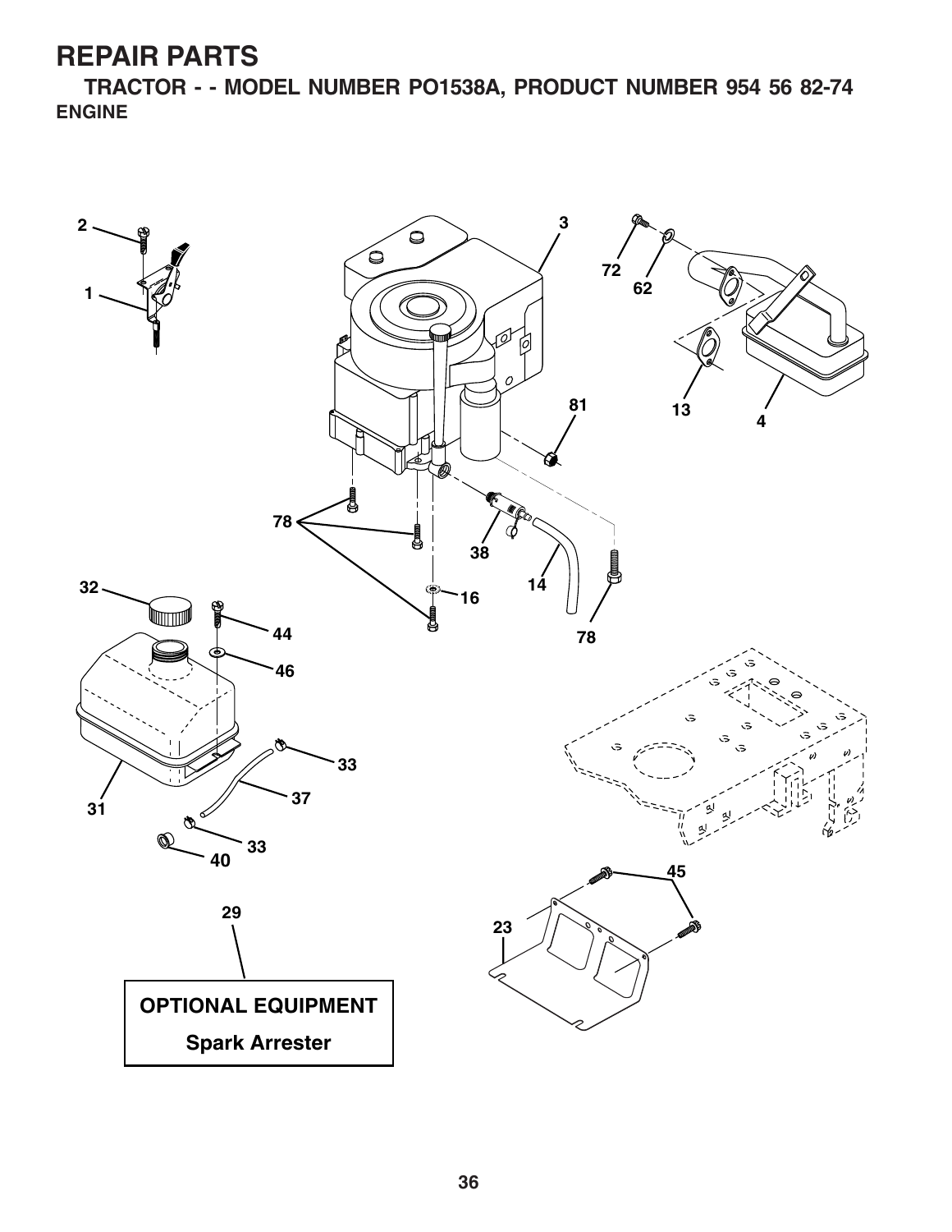# REPAIR PARTS

## TRACTOR - - MODEL NUMBER PO1538A, PRODUCT NUMBER 954 56 82-74

### ENGINE

2

1

3

72

62

13

4

81

78

38

14

32

16

78

44

46

33

31

37

33

40

45

29

23

**OPTIONAL EQUIPMENT**

**Spark Arrester**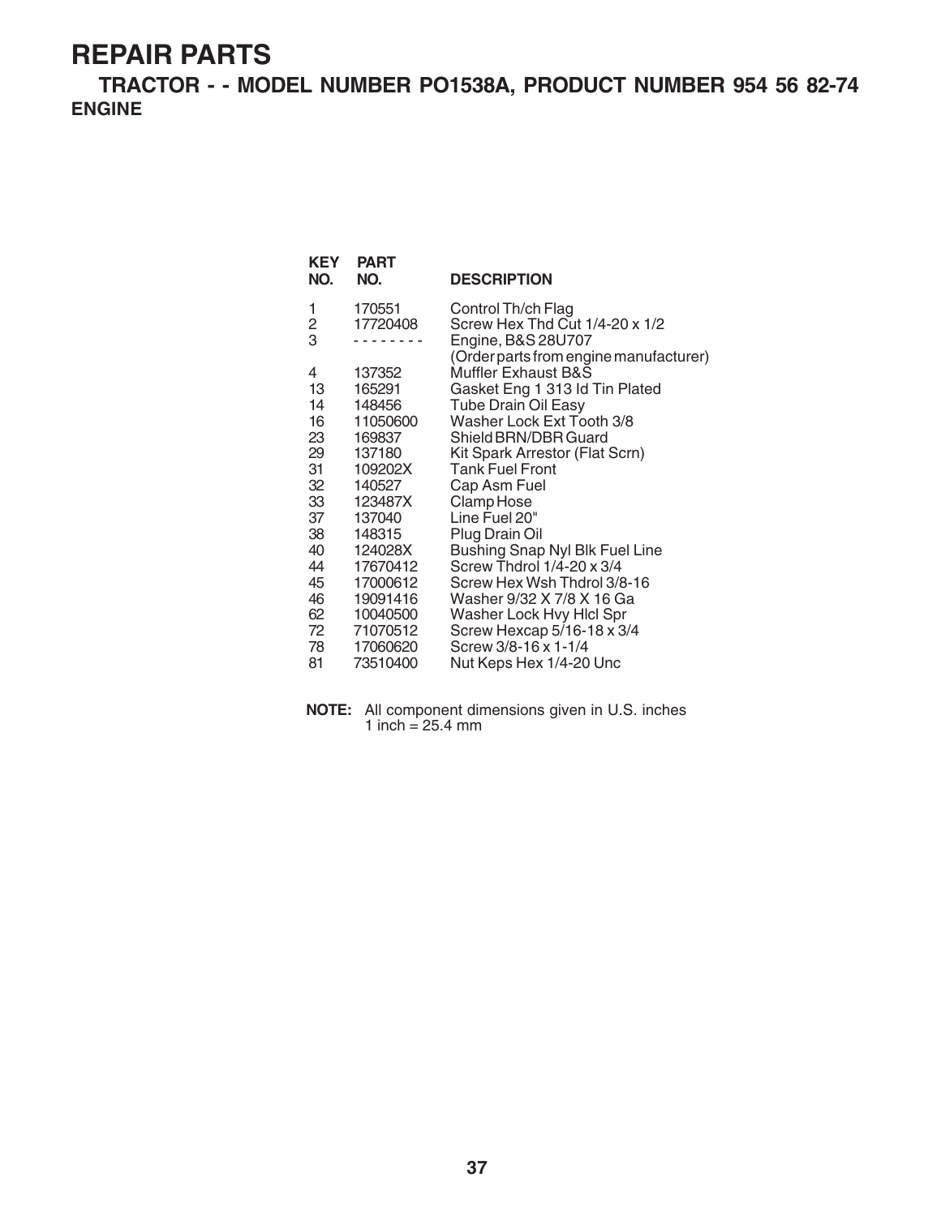# REPAIR PARTS

## TRACTOR - - MODEL NUMBER PO1538A, PRODUCT NUMBER 954 56 82-74

### ENGINE

| KEY NO. | PART NO. | DESCRIPTION |
|---|---|---|
| 1 | 170551 | Control Th/ch Flag |
| 2 | 17720408 | Screw Hex Thd Cut 1/4-20 x 1/2 |
| 3 | - - - - - - - - | Engine, B&S 28U707 (Order parts from engine manufacturer) |
| 4 | 137352 | Muffler Exhaust B&S |
| 13 | 165291 | Gasket Eng 1 313 Id Tin Plated |
| 14 | 148456 | Tube Drain Oil Easy |
| 16 | 11050600 | Washer Lock Ext Tooth 3/8 |
| 23 | 169837 | Shield BRN/DBR Guard |
| 29 | 137180 | Kit Spark Arrestor (Flat Scrn) |
| 31 | 109202X | Tank Fuel Front |
| 32 | 140527 | Cap Asm Fuel |
| 33 | 123487X | Clamp Hose |
| 37 | 137040 | Line Fuel 20" |
| 38 | 148315 | Plug Drain Oil |
| 40 | 124028X | Bushing Snap Nyl Blk Fuel Line |
| 44 | 17670412 | Screw Thdrol 1/4-20 x 3/4 |
| 45 | 17000612 | Screw Hex Wsh Thdrol 3/8-16 |
| 46 | 19091416 | Washer 9/32 X 7/8 X 16 Ga |
| 62 | 10040500 | Washer Lock Hvy Hlcl Spr |
| 72 | 71070512 | Screw Hexcap 5/16-18 x 3/4 |
| 78 | 17060620 | Screw 3/8-16 x 1-1/4 |
| 81 | 73510400 | Nut Keps Hex 1/4-20 Unc |

**NOTE:** All component dimensions given in U.S. inches
1 inch = 25.4 mm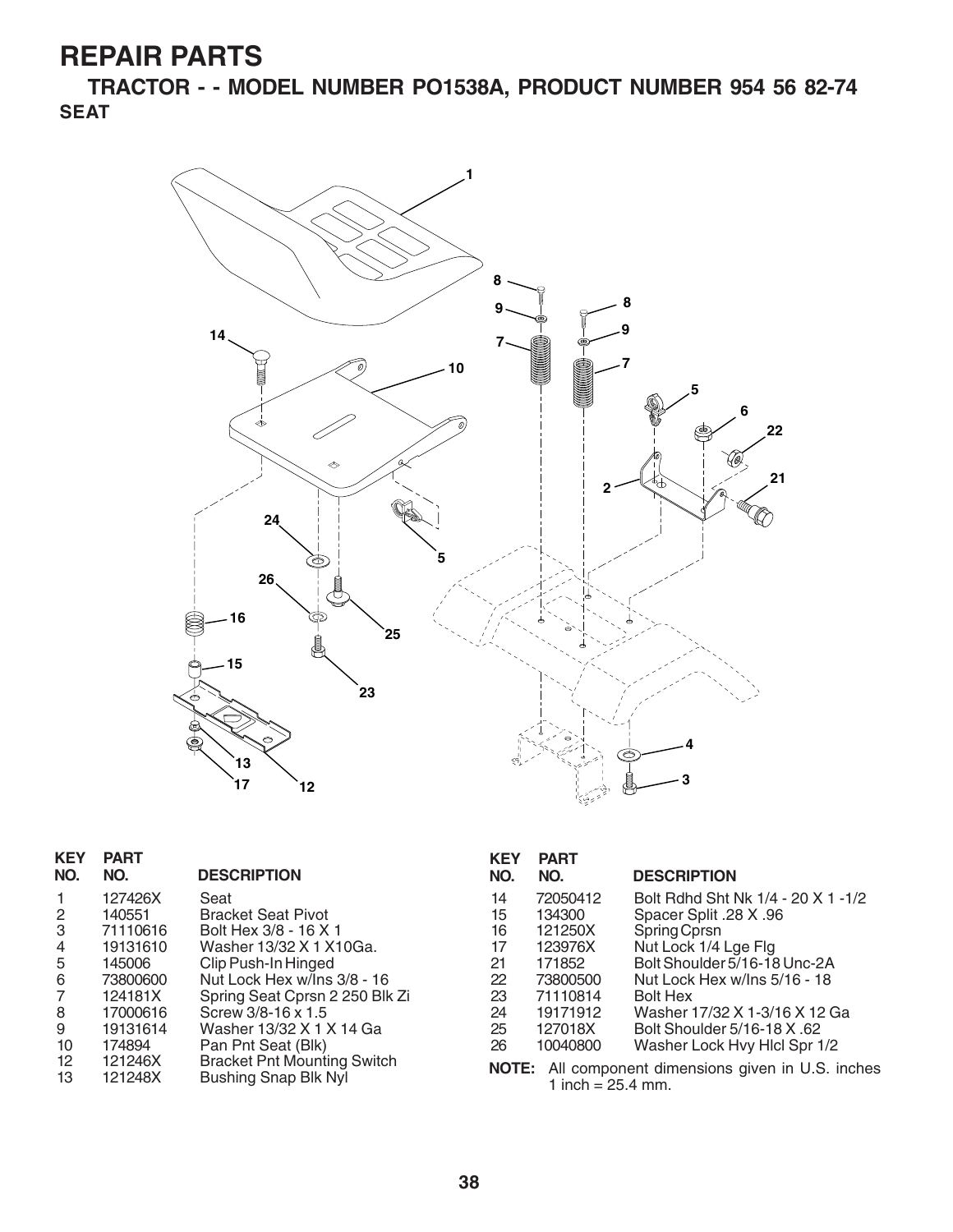# REPAIR PARTS

## TRACTOR - - MODEL NUMBER PO1538A, PRODUCT NUMBER 954 56 82-74

### SEAT

| KEY NO. | PART NO. | DESCRIPTION |
|---|---|---|
| 1 | 127426X | Seat |
| 2 | 140551 | Bracket Seat Pivot |
| 3 | 71110616 | Bolt Hex 3/8 - 16 X 1 |
| 4 | 19131610 | Washer 13/32 X 1 X10Ga. |
| 5 | 145006 | Clip Push-In Hinged |
| 6 | 73800600 | Nut Lock Hex w/Ins 3/8 - 16 |
| 7 | 124181X | Spring Seat Cprsn 2 250 Blk Zi |
| 8 | 17000616 | Screw 3/8-16 x 1.5 |
| 9 | 19131614 | Washer 13/32 X 1 X 14 Ga |
| 10 | 174894 | Pan Pnt Seat (Blk) |
| 12 | 121246X | Bracket Pnt Mounting Switch |
| 13 | 121248X | Bushing Snap Blk Nyl |
| 14 | 72050412 | Bolt Rdhd Sht Nk 1/4 - 20 X 1 -1/2 |
| 15 | 134300 | Spacer Split .28 X .96 |
| 16 | 121250X | Spring Cprsn |
| 17 | 123976X | Nut Lock 1/4 Lge Flg |
| 21 | 171852 | Bolt Shoulder 5/16-18 Unc-2A |
| 22 | 73800500 | Nut Lock Hex w/Ins 5/16 - 18 |
| 23 | 71110814 | Bolt Hex |
| 24 | 19171912 | Washer 17/32 X 1-3/16 X 12 Ga |
| 25 | 127018X | Bolt Shoulder 5/16-18 X .62 |
| 26 | 10040800 | Washer Lock Hvy Hlcl Spr 1/2 |

**NOTE:** All component dimensions given in U.S. inches 1 inch = 25.4 mm.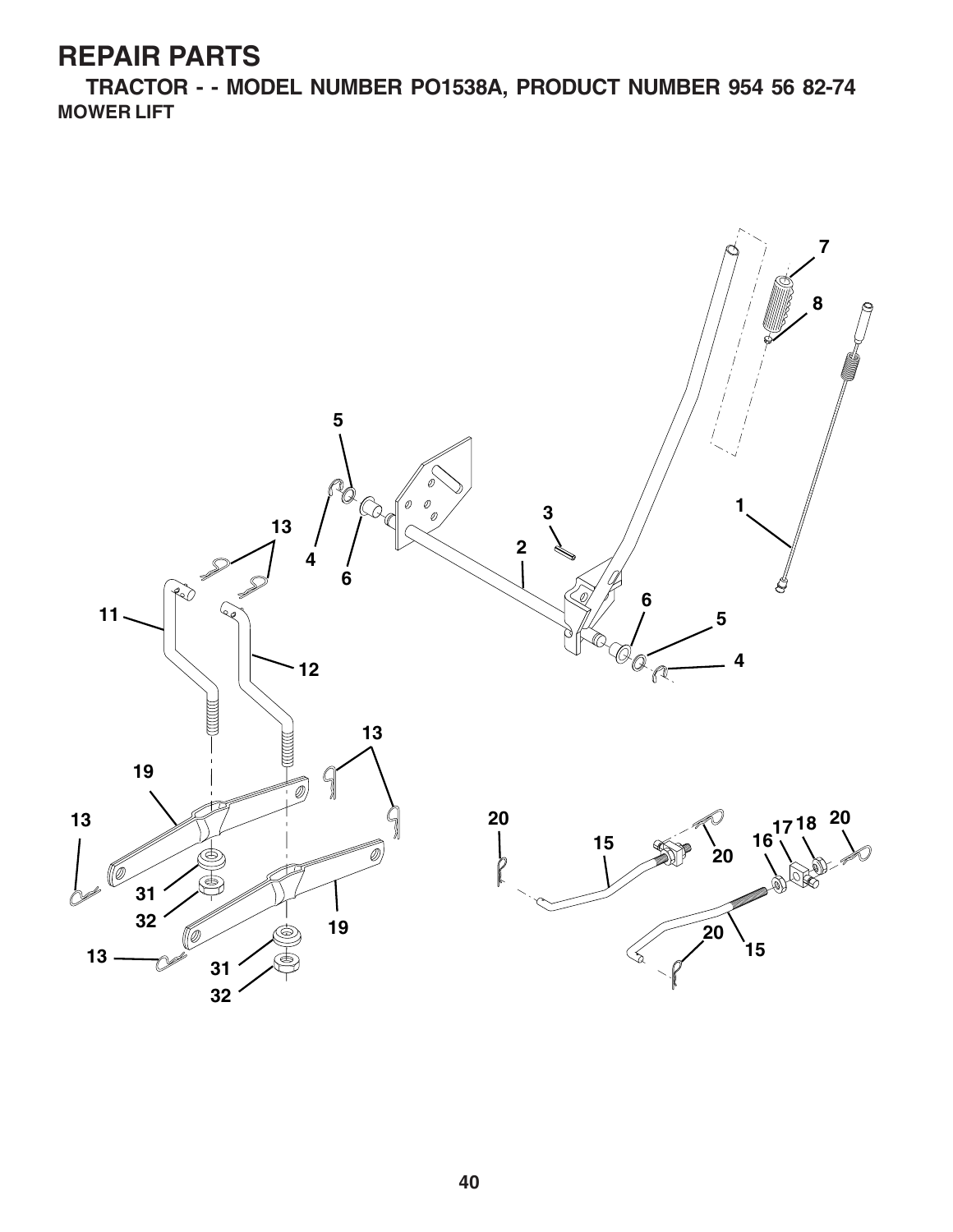# REPAIR PARTS

## TRACTOR - - MODEL NUMBER PO1538A, PRODUCT NUMBER 954 56 82-74

### MOWER LIFT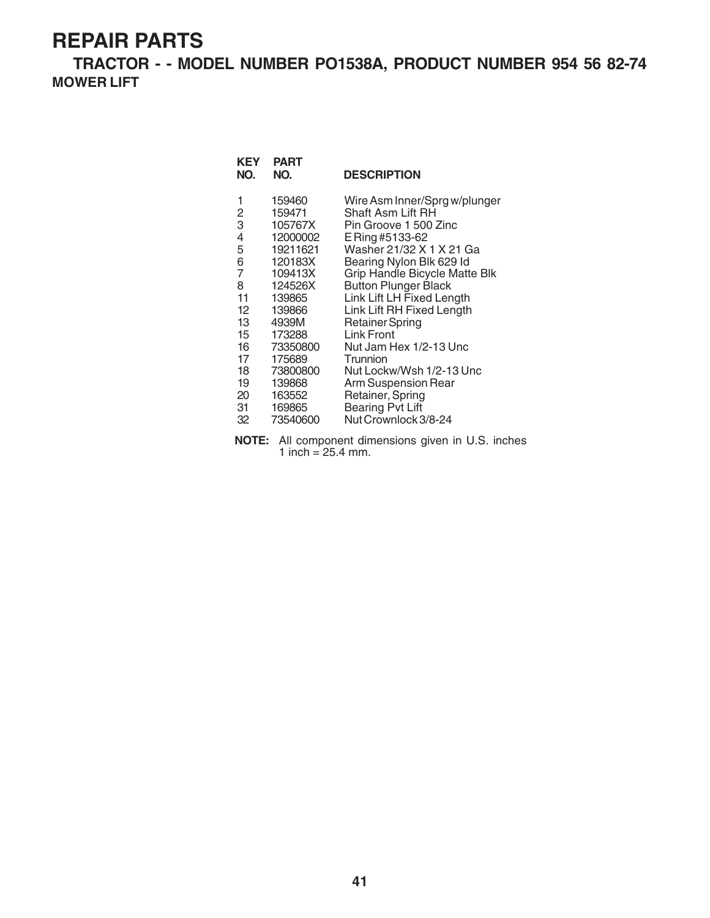# REPAIR PARTS

## TRACTOR - - MODEL NUMBER PO1538A, PRODUCT NUMBER 954 56 82-74

### MOWER LIFT

| KEY NO. | PART NO. | DESCRIPTION |
|---|---|---|
| 1 | 159460 | Wire Asm Inner/Sprg w/plunger |
| 2 | 159471 | Shaft Asm Lift RH |
| 3 | 105767X | Pin Groove 1 500 Zinc |
| 4 | 12000002 | E Ring #5133-62 |
| 5 | 19211621 | Washer 21/32 X 1 X 21 Ga |
| 6 | 120183X | Bearing Nylon Blk 629 Id |
| 7 | 109413X | Grip Handle Bicycle Matte Blk |
| 8 | 124526X | Button Plunger Black |
| 11 | 139865 | Link Lift LH Fixed Length |
| 12 | 139866 | Link Lift RH Fixed Length |
| 13 | 4939M | Retainer Spring |
| 15 | 173288 | Link Front |
| 16 | 73350800 | Nut Jam Hex 1/2-13 Unc |
| 17 | 175689 | Trunnion |
| 18 | 73800800 | Nut Lockw/Wsh 1/2-13 Unc |
| 19 | 139868 | Arm Suspension Rear |
| 20 | 163552 | Retainer, Spring |
| 31 | 169865 | Bearing Pvt Lift |
| 32 | 73540600 | Nut Crownlock 3/8-24 |

**NOTE:** All component dimensions given in U.S. inches 1 inch = 25.4 mm.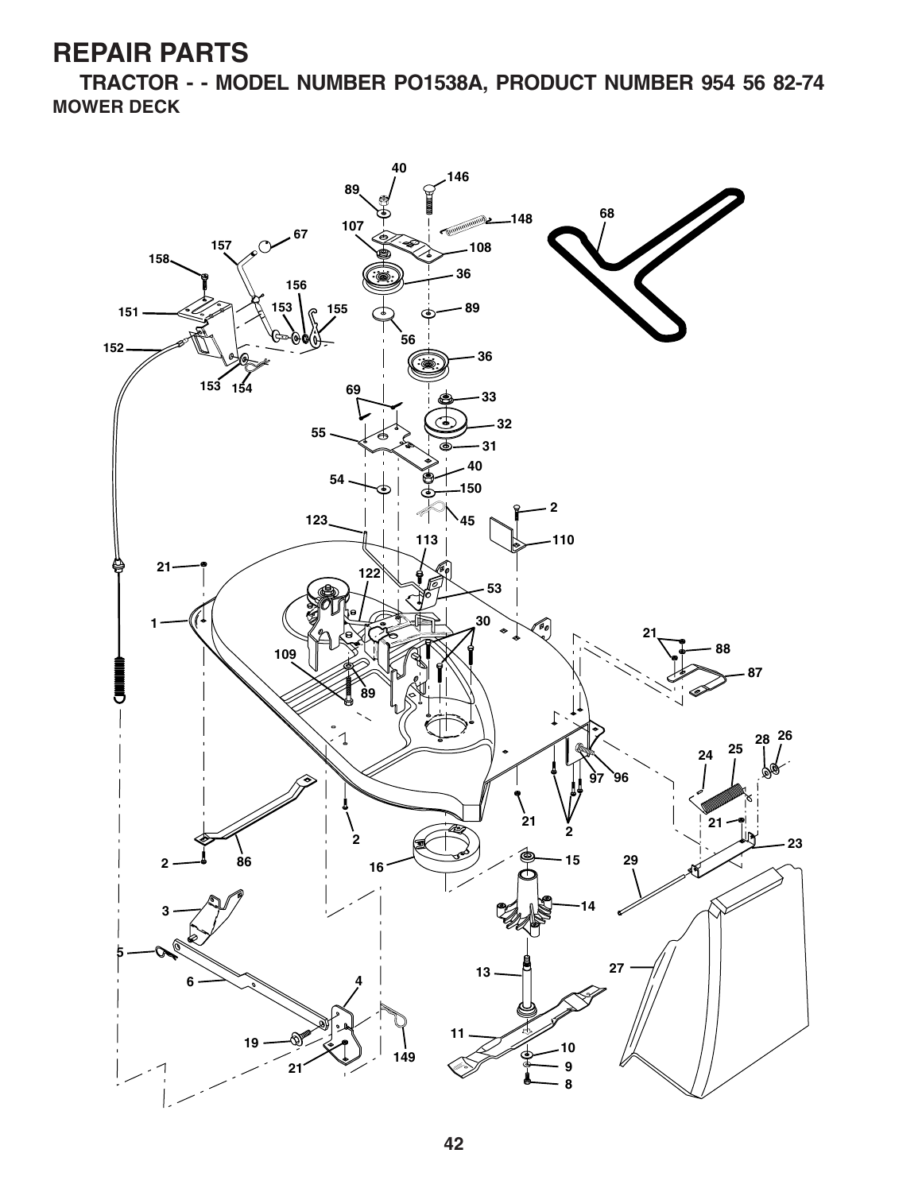# REPAIR PARTS

## TRACTOR - - MODEL NUMBER PO1538A, PRODUCT NUMBER 954 56 82-74

### MOWER DECK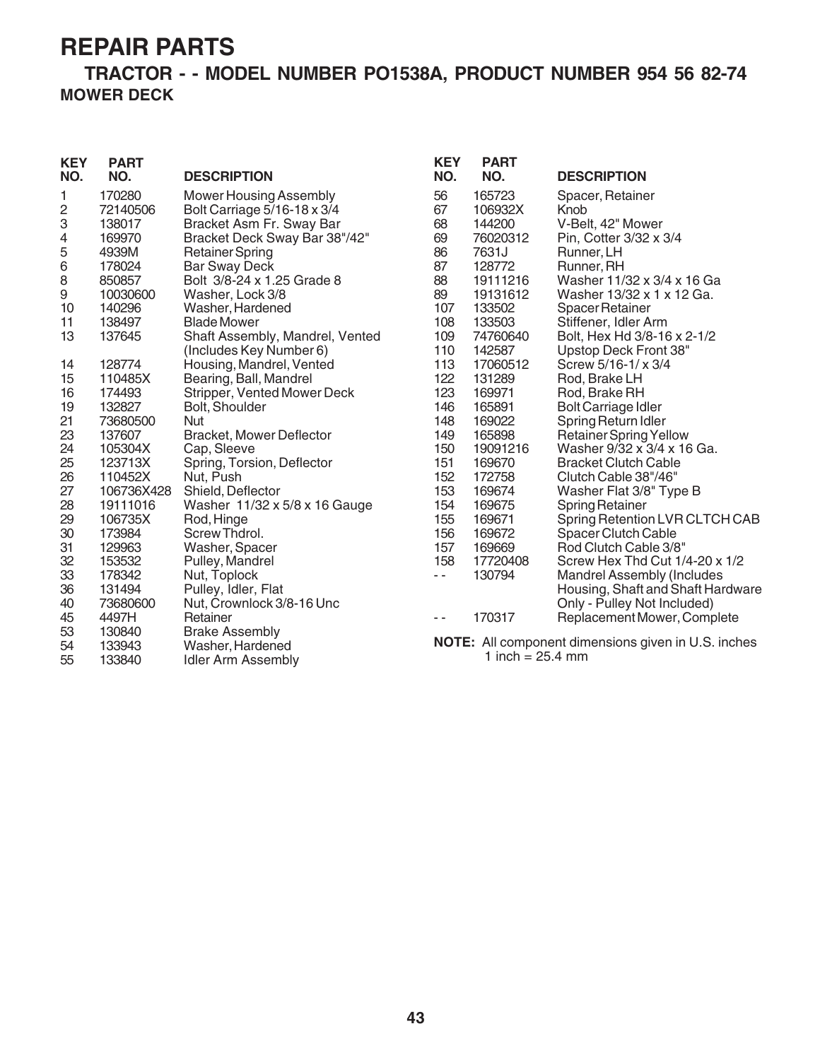# REPAIR PARTS

## TRACTOR - - MODEL NUMBER PO1538A, PRODUCT NUMBER 954 56 82-74

### MOWER DECK

| KEY NO. | PART NO. | DESCRIPTION |
|---|---|---|
| 1 | 170280 | Mower Housing Assembly |
| 2 | 72140506 | Bolt Carriage 5/16-18 x 3/4 |
| 3 | 138017 | Bracket Asm Fr. Sway Bar |
| 4 | 169970 | Bracket Deck Sway Bar 38"/42" |
| 5 | 4939M | Retainer Spring |
| 6 | 178024 | Bar Sway Deck |
| 8 | 850857 | Bolt 3/8-24 x 1.25 Grade 8 |
| 9 | 10030600 | Washer, Lock 3/8 |
| 10 | 140296 | Washer, Hardened |
| 11 | 138497 | Blade Mower |
| 13 | 137645 | Shaft Assembly, Mandrel, Vented (Includes Key Number 6) |
| 14 | 128774 | Housing, Mandrel, Vented |
| 15 | 110485X | Bearing, Ball, Mandrel |
| 16 | 174493 | Stripper, Vented Mower Deck |
| 19 | 132827 | Bolt, Shoulder |
| 21 | 73680500 | Nut |
| 23 | 137607 | Bracket, Mower Deflector |
| 24 | 105304X | Cap, Sleeve |
| 25 | 123713X | Spring, Torsion, Deflector |
| 26 | 110452X | Nut, Push |
| 27 | 106736X428 | Shield, Deflector |
| 28 | 19111016 | Washer 11/32 x 5/8 x 16 Gauge |
| 29 | 106735X | Rod, Hinge |
| 30 | 173984 | Screw Thdrol. |
| 31 | 129963 | Washer, Spacer |
| 32 | 153532 | Pulley, Mandrel |
| 33 | 178342 | Nut, Toplock |
| 36 | 131494 | Pulley, Idler, Flat |
| 40 | 73680600 | Nut, Crownlock 3/8-16 Unc |
| 45 | 4497H | Retainer |
| 53 | 130840 | Brake Assembly |
| 54 | 133943 | Washer, Hardened |
| 55 | 133840 | Idler Arm Assembly |
| 56 | 165723 | Spacer, Retainer |
| 67 | 106932X | Knob |
| 68 | 144200 | V-Belt, 42" Mower |
| 69 | 76020312 | Pin, Cotter 3/32 x 3/4 |
| 86 | 7631J | Runner, LH |
| 87 | 128772 | Runner, RH |
| 88 | 19111216 | Washer 11/32 x 3/4 x 16 Ga |
| 89 | 19131612 | Washer 13/32 x 1 x 12 Ga. |
| 107 | 133502 | Spacer Retainer |
| 108 | 133503 | Stiffener, Idler Arm |
| 109 | 74760640 | Bolt, Hex Hd 3/8-16 x 2-1/2 |
| 110 | 142587 | Upstop Deck Front 38" |
| 113 | 17060512 | Screw 5/16-1/ x 3/4 |
| 122 | 131289 | Rod, Brake LH |
| 123 | 169971 | Rod, Brake RH |
| 146 | 165891 | Bolt Carriage Idler |
| 148 | 169022 | Spring Return Idler |
| 149 | 165898 | Retainer Spring Yellow |
| 150 | 19091216 | Washer 9/32 x 3/4 x 16 Ga. |
| 151 | 169670 | Bracket Clutch Cable |
| 152 | 172758 | Clutch Cable 38"/46" |
| 153 | 169674 | Washer Flat 3/8" Type B |
| 154 | 169675 | Spring Retainer |
| 155 | 169671 | Spring Retention LVR CLTCH CAB |
| 156 | 169672 | Spacer Clutch Cable |
| 157 | 169669 | Rod Clutch Cable 3/8" |
| 158 | 17720408 | Screw Hex Thd Cut 1/4-20 x 1/2 |
| - - | 130794 | Mandrel Assembly (Includes Housing, Shaft and Shaft Hardware Only - Pulley Not Included) |
| - - | 170317 | Replacement Mower, Complete |

**NOTE:** All component dimensions given in U.S. inches
1 inch = 25.4 mm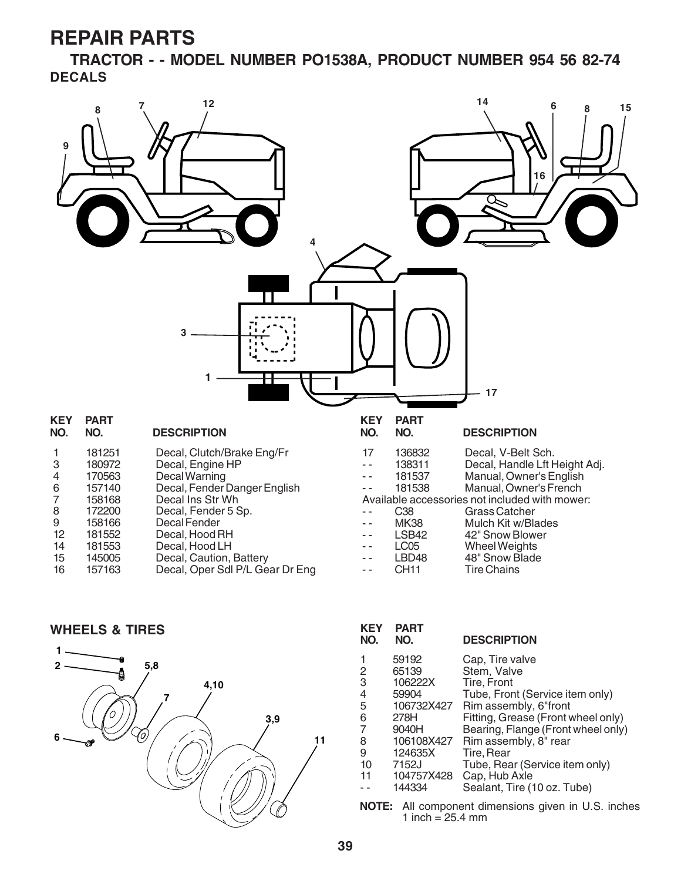# REPAIR PARTS

## TRACTOR - - MODEL NUMBER PO1538A, PRODUCT NUMBER 954 56 82-74

### DECALS

| KEY NO. | PART NO. | DESCRIPTION |
|---|---|---|
| 1 | 181251 | Decal, Clutch/Brake Eng/Fr |
| 3 | 180972 | Decal, Engine HP |
| 4 | 170563 | Decal Warning |
| 6 | 157140 | Decal, Fender Danger English |
| 7 | 158168 | Decal Ins Str Wh |
| 8 | 172200 | Decal, Fender 5 Sp. |
| 9 | 158166 | Decal Fender |
| 12 | 181552 | Decal, Hood RH |
| 14 | 181553 | Decal, Hood LH |
| 15 | 145005 | Decal, Caution, Battery |
| 16 | 157163 | Decal, Oper Sdl P/L Gear Dr Eng |
| 17 | 136832 | Decal, V-Belt Sch. |
| - - | 138311 | Decal, Handle Lft Height Adj. |
| - - | 181537 | Manual, Owner's English |
| - - | 181538 | Manual, Owner's French |

Available accessories not included with mower:

| KEY NO. | PART NO. | DESCRIPTION |
|---|---|---|
| - - | C38 | Grass Catcher |
| - - | MK38 | Mulch Kit w/Blades |
| - - | LSB42 | 42" Snow Blower |
| - - | LC05 | Wheel Weights |
| - - | LBD48 | 48" Snow Blade |
| - - | CH11 | Tire Chains |

### WHEELS & TIRES

| KEY NO. | PART NO. | DESCRIPTION |
|---|---|---|
| 1 | 59192 | Cap, Tire valve |
| 2 | 65139 | Stem, Valve |
| 3 | 106222X | Tire, Front |
| 4 | 59904 | Tube, Front (Service item only) |
| 5 | 106732X427 | Rim assembly, 6"front |
| 6 | 278H | Fitting, Grease (Front wheel only) |
| 7 | 9040H | Bearing, Flange (Front wheel only) |
| 8 | 106108X427 | Rim assembly, 8" rear |
| 9 | 124635X | Tire, Rear |
| 10 | 7152J | Tube, Rear (Service item only) |
| 11 | 104757X428 | Cap, Hub Axle |
| - - | 144334 | Sealant, Tire (10 oz. Tube) |

**NOTE:** All component dimensions given in U.S. inches
1 inch = 25.4 mm